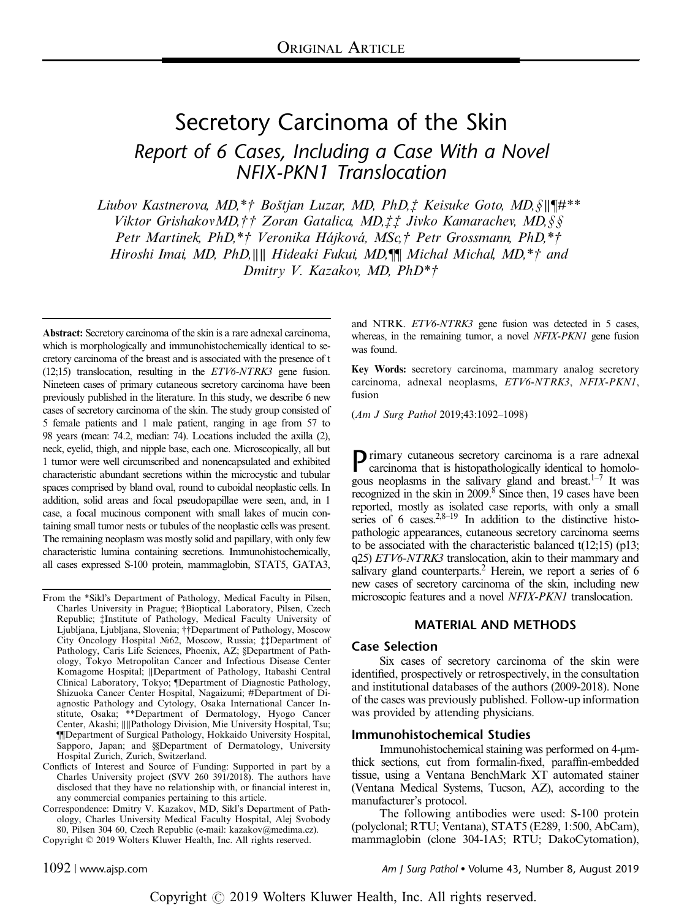ORIGINAL ARTICLE

# Secretory Carcinoma of the Skin

## Report of 6 Cases, Including a Case With a Novel NFIX-PKN1 Translocation

*Liubov Kastnerova, MD,\*† Boštjan Luzar, MD, PhD,‡ Keisuke Goto, MD,§∥¶#\*\* Viktor GrishakovMD,†† Zoran Gatalica, MD,‡‡ Jivko Kamarachev, MD,§§ Petr Martinek, PhD,\*† Veronika Hájková, MSc,† Petr Grossmann, PhD,\*† Hiroshi Imai, MD, PhD,∥∥ Hideaki Fukui, MD,¶¶ Michal Michal, MD,\*† and Dmitry V. Kazakov, MD, PhD\*†*

**Abstract:** Secretory carcinoma of the skin is a rare adnexal carcinoma, which is morphologically and immunohistochemically identical to secretory carcinoma of the breast and is associated with the presence of t (12;15) translocation, resulting in the *ETV6-NTRK3* gene fusion. Nineteen cases of primary cutaneous secretory carcinoma have been previously published in the literature. In this study, we describe 6 new cases of secretory carcinoma of the skin. The study group consisted of 5 female patients and 1 male patient, ranging in age from 57 to 98 years (mean: 74.2, median: 74). Locations included the axilla (2), neck, eyelid, thigh, and nipple base, each one. Microscopically, all but 1 tumor were well circumscribed and nonencapsulated and exhibited characteristic abundant secretions within the microcystic and tubular spaces comprised by bland oval, round to cuboidal neoplastic cells. In addition, solid areas and focal pseudopapillae were seen, and, in 1 case, a focal mucinous component with small lakes of mucin containing small tumor nests or tubules of the neoplastic cells was present. The remaining neoplasm was mostly solid and papillary, with only few characteristic lumina containing secretions. Immunohistochemically, all cases expressed S-100 protein, mammaglobin, STAT5, GATA3, and NTRK. *ETV6-NTRK3* gene fusion was detected in 5 cases, whereas, in the remaining tumor, a novel *NFIX-PKN1* gene fusion was found.

**Key Words:** secretory carcinoma, mammary analog secretory carcinoma, adnexal neoplasms, *ETV6-NTRK3*, *NFIX-PKN1*, fusion

(*Am J Surg Pathol* 2019;43:1092–1098)

From the \*Sikl's Department of Pathology, Medical Faculty in Pilsen, Charles University in Prague; †Bioptical Laboratory, Pilsen, Czech Republic; ‡Institute of Pathology, Medical Faculty University of Ljubljana, Ljubljana, Slovenia; ††Department of Pathology, Moscow City Oncology Hospital №62, Moscow, Russia; ‡‡Department of Pathology, Caris Life Sciences, Phoenix, AZ; §Department of Pathology, Tokyo Metropolitan Cancer and Infectious Disease Center Komagome Hospital; ∥Department of Pathology, Itabashi Central Clinical Laboratory, Tokyo; ¶Department of Diagnostic Pathology, Shizuoka Cancer Center Hospital, Nagaizumi; #Department of Diagnostic Pathology and Cytology, Osaka International Cancer Institute, Osaka; \*\*Department of Dermatology, Hyogo Cancer Center, Akashi; ∥∥Pathology Division, Mie University Hospital, Tsu; ¶¶Department of Surgical Pathology, Hokkaido University Hospital, Sapporo, Japan; and §§Department of Dermatology, University Hospital Zurich, Zurich, Switzerland.

Conflicts of Interest and Source of Funding: Supported in part by a Charles University project (SVV 260 391/2018). The authors have disclosed that they have no relationship with, or financial interest in, any commercial companies pertaining to this article.

Correspondence: Dmitry V. Kazakov, MD, Sikl's Department of Pathology, Charles University Medical Faculty Hospital, Alej Svobody 80, Pilsen 304 60, Czech Republic (e-mail: kazakov@medima.cz).

Copyright © 2019 Wolters Kluwer Health, Inc. All rights reserved.

Primary cutaneous secretory carcinoma is a rare adnexal carcinoma that is histopathologically identical to homologous neoplasms in the salivary gland and breast.[1–7] It was recognized in the skin in 2009.[8] Since then, 19 cases have been reported, mostly as isolated case reports, with only a small series of 6 cases.[2,8–19] In addition to the distinctive histopathologic appearances, cutaneous secretory carcinoma seems to be associated with the characteristic balanced t(12;15) (p13; q25) *ETV6-NTRK3* translocation, akin to their mammary and salivary gland counterparts.[2] Herein, we report a series of 6 new cases of secretory carcinoma of the skin, including new microscopic features and a novel *NFIX-PKN1* translocation.

## MATERIAL AND METHODS

### Case Selection

Six cases of secretory carcinoma of the skin were identified, prospectively or retrospectively, in the consultation and institutional databases of the authors (2009-2018). None of the cases was previously published. Follow-up information was provided by attending physicians.

### Immunohistochemical Studies

Immunohistochemical staining was performed on 4-μm-thick sections, cut from formalin-fixed, paraffin-embedded tissue, using a Ventana BenchMark XT automated stainer (Ventana Medical Systems, Tucson, AZ), according to the manufacturer's protocol.

The following antibodies were used: S-100 protein (polyclonal; RTU; Ventana), STAT5 (E289, 1:500, AbCam), mammaglobin (clone 304-1A5; RTU; DakoCytomation),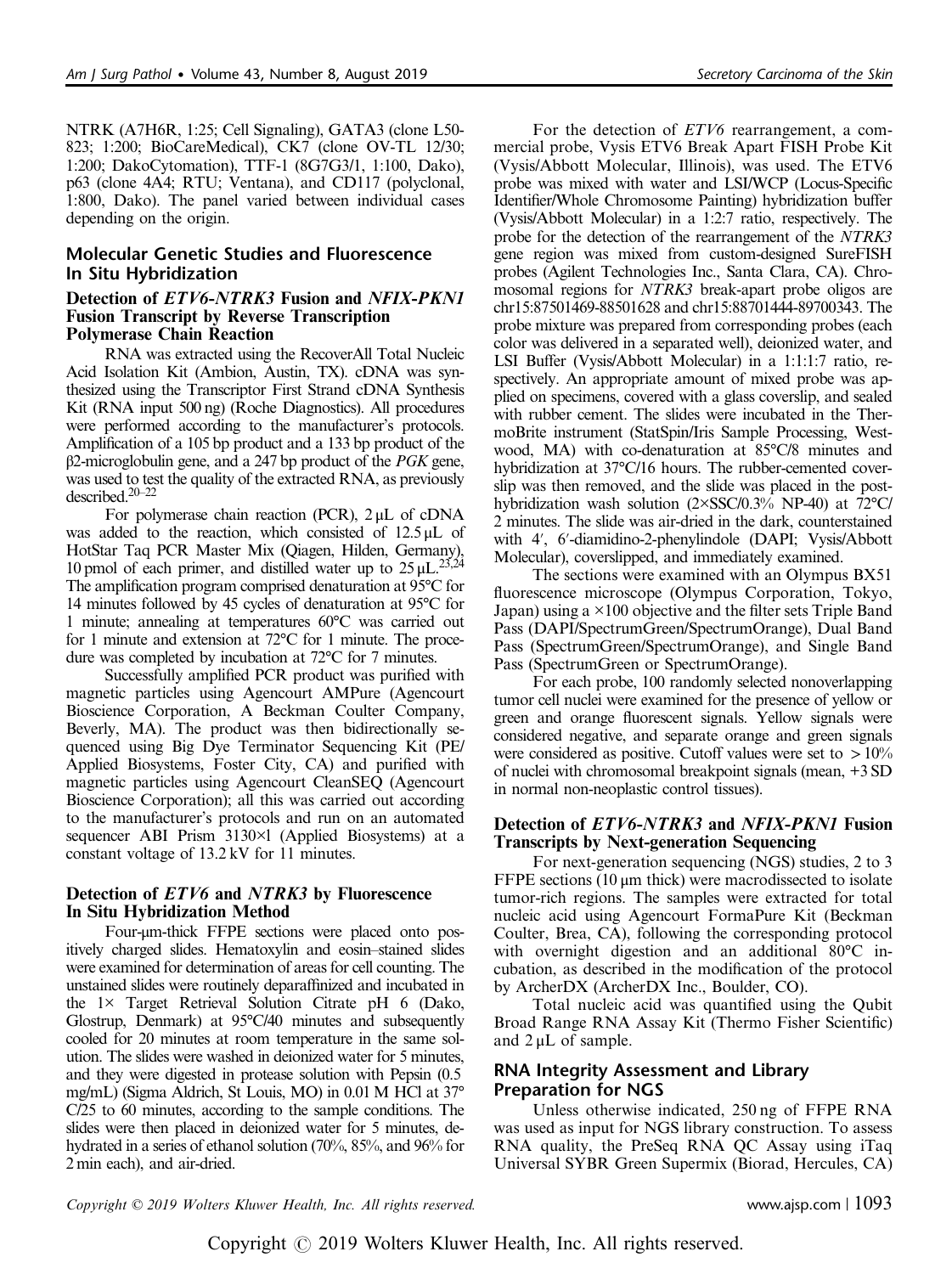NTRK (A7H6R, 1:25; Cell Signaling), GATA3 (clone L50-823; 1:200; BioCareMedical), CK7 (clone OV-TL 12/30; 1:200; DakoCytomation), TTF-1 (8G7G3/1, 1:100, Dako), p63 (clone 4A4; RTU; Ventana), and CD117 (polyclonal, 1:800, Dako). The panel varied between individual cases depending on the origin.

## Molecular Genetic Studies and Fluorescence In Situ Hybridization

### Detection of *ETV6-NTRK3* Fusion and *NFIX-PKN1* Fusion Transcript by Reverse Transcription Polymerase Chain Reaction

RNA was extracted using the RecoverAll Total Nucleic Acid Isolation Kit (Ambion, Austin, TX). cDNA was synthesized using the Transcriptor First Strand cDNA Synthesis Kit (RNA input 500 ng) (Roche Diagnostics). All procedures were performed according to the manufacturer's protocols. Amplification of a 105 bp product and a 133 bp product of the β2-microglobulin gene, and a 247 bp product of the *PGK* gene, was used to test the quality of the extracted RNA, as previously described.[20–22]

For polymerase chain reaction (PCR), 2 μL of cDNA was added to the reaction, which consisted of 12.5 μL of HotStar Taq PCR Master Mix (Qiagen, Hilden, Germany), 10 pmol of each primer, and distilled water up to 25 μL.[23,24] The amplification program comprised denaturation at 95°C for 14 minutes followed by 45 cycles of denaturation at 95°C for 1 minute; annealing at temperatures 60°C was carried out for 1 minute and extension at 72°C for 1 minute. The procedure was completed by incubation at 72°C for 7 minutes.

Successfully amplified PCR product was purified with magnetic particles using Agencourt AMPure (Agencourt Bioscience Corporation, A Beckman Coulter Company, Beverly, MA). The product was then bidirectionally sequenced using Big Dye Terminator Sequencing Kit (PE/Applied Biosystems, Foster City, CA) and purified with magnetic particles using Agencourt CleanSEQ (Agencourt Bioscience Corporation); all this was carried out according to the manufacturer's protocols and run on an automated sequencer ABI Prism 3130×l (Applied Biosystems) at a constant voltage of 13.2 kV for 11 minutes.

### Detection of *ETV6* and *NTRK3* by Fluorescence In Situ Hybridization Method

Four-μm-thick FFPE sections were placed onto positively charged slides. Hematoxylin and eosin–stained slides were examined for determination of areas for cell counting. The unstained slides were routinely deparaffinized and incubated in the 1× Target Retrieval Solution Citrate pH 6 (Dako, Glostrup, Denmark) at 95°C/40 minutes and subsequently cooled for 20 minutes at room temperature in the same solution. The slides were washed in deionized water for 5 minutes, and they were digested in protease solution with Pepsin (0.5 mg/mL) (Sigma Aldrich, St Louis, MO) in 0.01 M HCl at 37°C/25 to 60 minutes, according to the sample conditions. The slides were then placed in deionized water for 5 minutes, dehydrated in a series of ethanol solution (70%, 85%, and 96% for 2 min each), and air-dried.

For the detection of *ETV6* rearrangement, a commercial probe, Vysis ETV6 Break Apart FISH Probe Kit (Vysis/Abbott Molecular, Illinois), was used. The ETV6 probe was mixed with water and LSI/WCP (Locus-Specific Identifier/Whole Chromosome Painting) hybridization buffer (Vysis/Abbott Molecular) in a 1:2:7 ratio, respectively. The probe for the detection of the rearrangement of the *NTRK3* gene region was mixed from custom-designed SureFISH probes (Agilent Technologies Inc., Santa Clara, CA). Chromosomal regions for *NTRK3* break-apart probe oligos are chr15:87501469-88501628 and chr15:88701444-89700343. The probe mixture was prepared from corresponding probes (each color was delivered in a separated well), deionized water, and LSI Buffer (Vysis/Abbott Molecular) in a 1:1:1:7 ratio, respectively. An appropriate amount of mixed probe was applied on specimens, covered with a glass coverslip, and sealed with rubber cement. The slides were incubated in the ThermoBrite instrument (StatSpin/Iris Sample Processing, Westwood, MA) with co-denaturation at 85°C/8 minutes and hybridization at 37°C/16 hours. The rubber-cemented coverslip was then removed, and the slide was placed in the post-hybridization wash solution (2×SSC/0.3% NP-40) at 72°C/2 minutes. The slide was air-dried in the dark, counterstained with 4′, 6′-diamidino-2-phenylindole (DAPI; Vysis/Abbott Molecular), coverslipped, and immediately examined.

The sections were examined with an Olympus BX51 fluorescence microscope (Olympus Corporation, Tokyo, Japan) using a ×100 objective and the filter sets Triple Band Pass (DAPI/SpectrumGreen/SpectrumOrange), Dual Band Pass (SpectrumGreen/SpectrumOrange), and Single Band Pass (SpectrumGreen or SpectrumOrange).

For each probe, 100 randomly selected nonoverlapping tumor cell nuclei were examined for the presence of yellow or green and orange fluorescent signals. Yellow signals were considered negative, and separate orange and green signals were considered as positive. Cutoff values were set to > 10% of nuclei with chromosomal breakpoint signals (mean, +3 SD in normal non-neoplastic control tissues).

### Detection of *ETV6-NTRK3* and *NFIX-PKN1* Fusion Transcripts by Next-generation Sequencing

For next-generation sequencing (NGS) studies, 2 to 3 FFPE sections (10 μm thick) were macrodissected to isolate tumor-rich regions. The samples were extracted for total nucleic acid using Agencourt FormaPure Kit (Beckman Coulter, Brea, CA), following the corresponding protocol with overnight digestion and an additional 80°C incubation, as described in the modification of the protocol by ArcherDX (ArcherDX Inc., Boulder, CO).

Total nucleic acid was quantified using the Qubit Broad Range RNA Assay Kit (Thermo Fisher Scientific) and 2 μL of sample.

## RNA Integrity Assessment and Library Preparation for NGS

Unless otherwise indicated, 250 ng of FFPE RNA was used as input for NGS library construction. To assess RNA quality, the PreSeq RNA QC Assay using iTaq Universal SYBR Green Supermix (Biorad, Hercules, CA)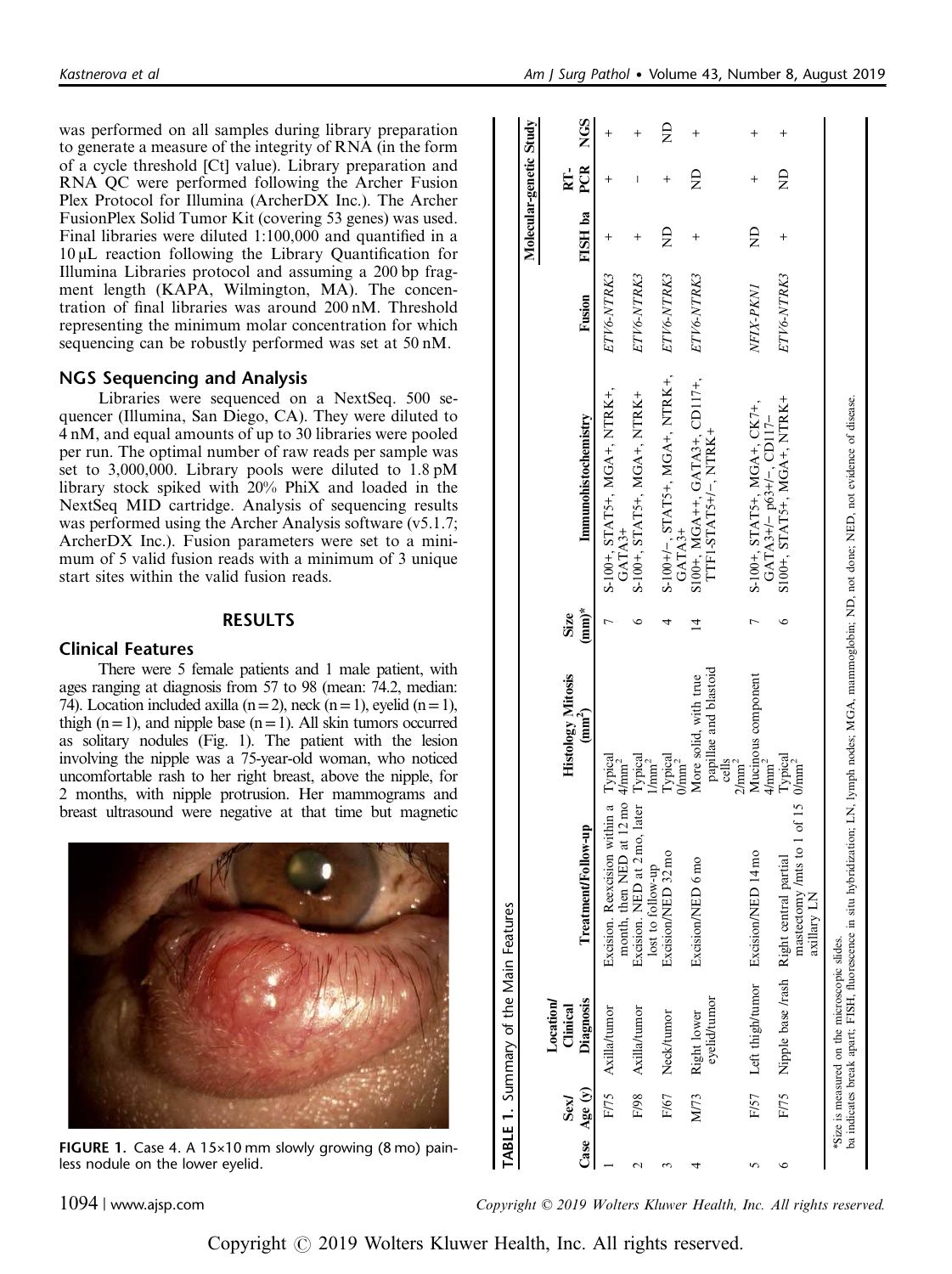was performed on all samples during library preparation to generate a measure of the integrity of RNA (in the form of a cycle threshold [Ct] value). Library preparation and RNA QC were performed following the Archer Fusion Plex Protocol for Illumina (ArcherDX Inc.). The Archer FusionPlex Solid Tumor Kit (covering 53 genes) was used. Final libraries were diluted 1:100,000 and quantified in a 10 μL reaction following the Library Quantification for Illumina Libraries protocol and assuming a 200 bp fragment length (KAPA, Wilmington, MA). The concentration of final libraries was around 200 nM. Threshold representing the minimum molar concentration for which sequencing can be robustly performed was set at 50 nM.

## NGS Sequencing and Analysis

Libraries were sequenced on a NextSeq. 500 sequencer (Illumina, San Diego, CA). They were diluted to 4 nM, and equal amounts of up to 30 libraries were pooled per run. The optimal number of raw reads per sample was set to 3,000,000. Library pools were diluted to 1.8 pM library stock spiked with 20% PhiX and loaded in the NextSeq MID cartridge. Analysis of sequencing results was performed using the Archer Analysis software (v5.1.7; ArcherDX Inc.). Fusion parameters were set to a minimum of 5 valid fusion reads with a minimum of 3 unique start sites within the valid fusion reads.

## RESULTS

## Clinical Features

There were 5 female patients and 1 male patient, with ages ranging at diagnosis from 57 to 98 (mean: 74.2, median: 74). Location included axilla (n = 2), neck (n = 1), eyelid (n = 1), thigh (n = 1), and nipple base (n = 1). All skin tumors occurred as solitary nodules (Fig. 1). The patient with the lesion involving the nipple was a 75-year-old woman, who noticed uncomfortable rash to her right breast, above the nipple, for 2 months, with nipple protrusion. Her mammograms and breast ultrasound were negative at that time but magnetic

**FIGURE 1.** Case 4. A 15×10 mm slowly growing (8 mo) painless nodule on the lower eyelid.

**TABLE 1.** Summary of the Main Features

| Case | Sex/ Age (y) | Location/ Clinical Diagnosis | Treatment/Follow-up | Histology, Mitosis (mm²) | Size (mm)* | Immunohistochemistry | Molecular-genetic Study: Fusion | FISH ba | RT-PCR | NGS |
|---|---|---|---|---|---|---|---|---|---|---|
| 1 | F/75 | Axilla/tumor | Excision. Reexcision within a month, then NED at 12 mo | Typical 4/mm² | 7 | S-100+, STAT5+, MGA+, NTRK+, GATA3+ | *ETV6-NTRK3* | + | + | + |
| 2 | F/98 | Axilla/tumor | Excision. NED at 2 mo, later lost to follow-up | Typical 1/mm² | 6 | S-100+, STAT5+, MGA+, NTRK+ | *ETV6-NTRK3* | + | – | + |
| 3 | F/67 | Neck/tumor | Excision/NED 32 mo | Typical 0/mm² | 4 | S-100+/–, STAT5+, MGA+, NTRK+, GATA3+ | *ETV6-NTRK3* | ND | + | ND |
| 4 | M/73 | Right lower eyelid/tumor | Excision/NED 6 mo | More solid, with true papillae and blastoid cells 2/mm² | 14 | S100+, MGA++, GATA3+, CD117+, TTF1-STAT5+/–, NTRK+ | *ETV6-NTRK3* | + | ND | + |
| 5 | F/57 | Left thigh/tumor | Excision/NED 14 mo | Mucinous component 4/mm² | 7 | S-100+, STAT5+, MGA+, CK7+, GATA3+/– p63+/–, CD117– | *NFIX-PKN1* | ND | + | + |
| 6 | F/75 | Nipple base /rash | Right central partial mastectomy /mts to 1 of 15 axillary LN | Typical 0/mm² | 6 | S100+, STAT5+, MGA+, NTRK+ | *ETV6-NTRK3* | + | ND | + |

*Size is measured on the microscopic slides.
ba indicates break apart; FISH, fluorescence in situ hybridization; LN, lymph nodes; MGA, mammoglobin; ND, not done; NED, not evidence of disease.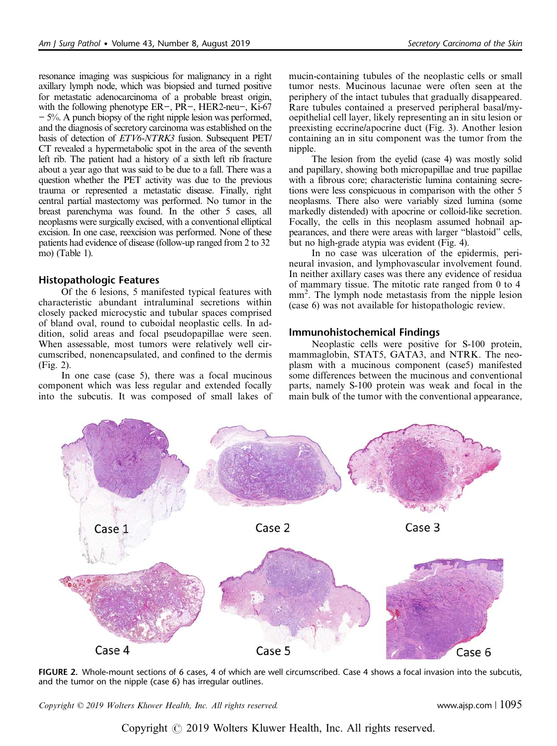resonance imaging was suspicious for malignancy in a right axillary lymph node, which was biopsied and turned positive for metastatic adenocarcinoma of a probable breast origin, with the following phenotype ER−, PR−, HER2-neu−, Ki-67 − 5%. A punch biopsy of the right nipple lesion was performed, and the diagnosis of secretory carcinoma was established on the basis of detection of *ETV6-NTRK3* fusion. Subsequent PET/CT revealed a hypermetabolic spot in the area of the seventh left rib. The patient had a history of a sixth left rib fracture about a year ago that was said to be due to a fall. There was a question whether the PET activity was due to the previous trauma or represented a metastatic disease. Finally, right central partial mastectomy was performed. No tumor in the breast parenchyma was found. In the other 5 cases, all neoplasms were surgically excised, with a conventional elliptical excision. In one case, reexcision was performed. None of these patients had evidence of disease (follow-up ranged from 2 to 32 mo) (Table 1).

## Histopathologic Features

Of the 6 lesions, 5 manifested typical features with characteristic abundant intraluminal secretions within closely packed microcystic and tubular spaces comprised of bland oval, round to cuboidal neoplastic cells. In addition, solid areas and focal pseudopapillae were seen. When assessable, most tumors were relatively well circumscribed, nonencapsulated, and confined to the dermis (Fig. 2).

In one case (case 5), there was a focal mucinous component which was less regular and extended focally into the subcutis. It was composed of small lakes of mucin-containing tubules of the neoplastic cells or small tumor nests. Mucinous lacunae were often seen at the periphery of the intact tubules that gradually disappeared. Rare tubules contained a preserved peripheral basal/myoepithelial cell layer, likely representing an in situ lesion or preexisting eccrine/apocrine duct (Fig. 3). Another lesion containing an in situ component was the tumor from the nipple.

The lesion from the eyelid (case 4) was mostly solid and papillary, showing both micropapillae and true papillae with a fibrous core; characteristic lumina containing secretions were less conspicuous in comparison with the other 5 neoplasms. There also were variably sized lumina (some markedly distended) with apocrine or colloid-like secretion. Focally, the cells in this neoplasm assumed hobnail appearances, and there were areas with larger "blastoid" cells, but no high-grade atypia was evident (Fig. 4).

In no case was ulceration of the epidermis, perineural invasion, and lymphovascular involvement found. In neither axillary cases was there any evidence of residua of mammary tissue. The mitotic rate ranged from 0 to 4 $mm^2$. The lymph node metastasis from the nipple lesion (case 6) was not available for histopathologic review.

## Immunohistochemical Findings

Neoplastic cells were positive for S-100 protein, mammaglobin, STAT5, GATA3, and NTRK. The neoplasm with a mucinous component (case5) manifested some differences between the mucinous and conventional parts, namely S-100 protein was weak and focal in the main bulk of the tumor with the conventional appearance,

Case 1 Case 2 Case 3 Case 4 Case 5 Case 6

**FIGURE 2.** Whole-mount sections of 6 cases, 4 of which are well circumscribed. Case 4 shows a focal invasion into the subcutis, and the tumor on the nipple (case 6) has irregular outlines.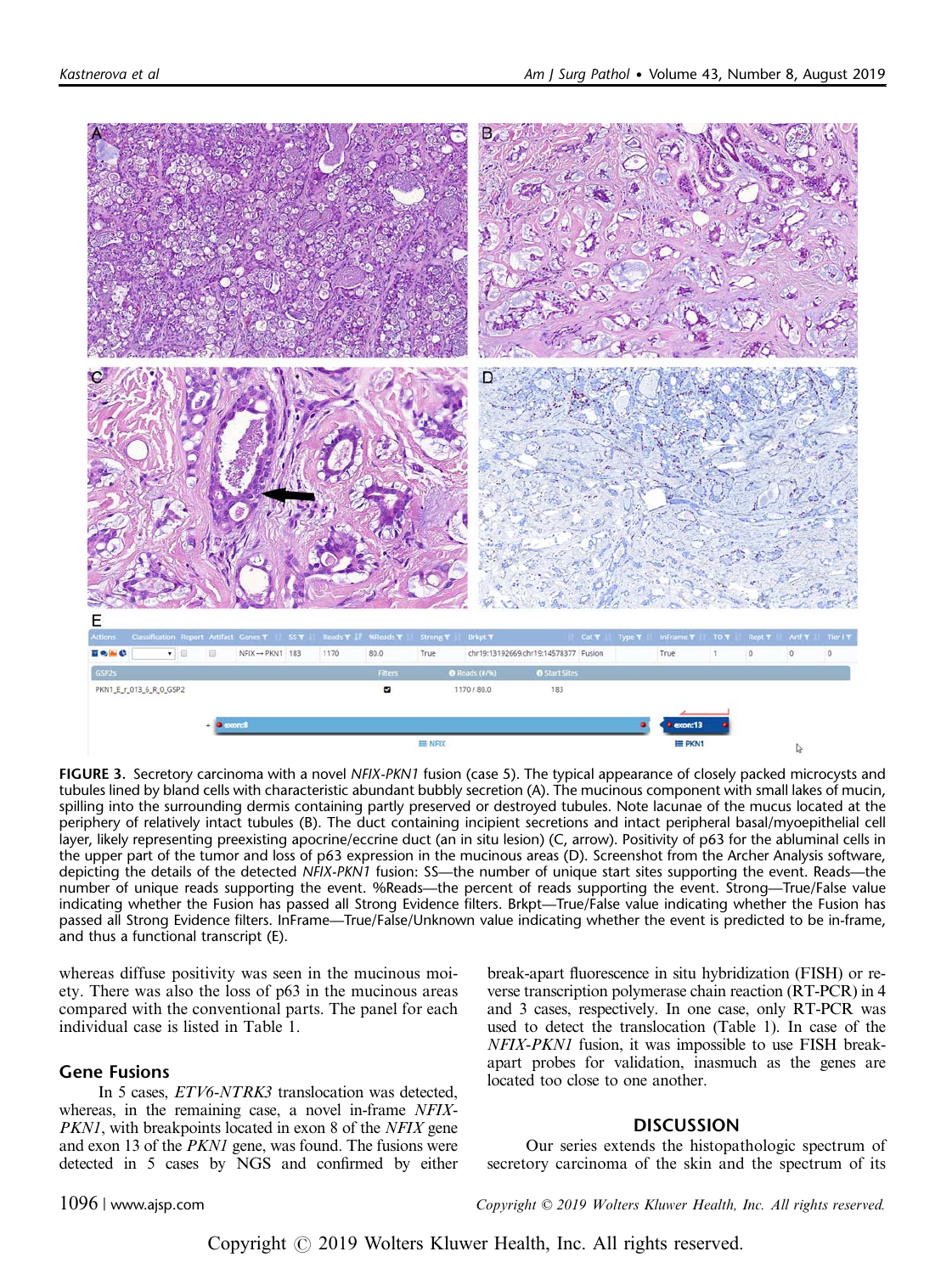FIGURE 3. Secretory carcinoma with a novel *NFIX-PKN1* fusion (case 5). The typical appearance of closely packed microcysts and tubules lined by bland cells with characteristic abundant bubbly secretion (A). The mucinous component with small lakes of mucin, spilling into the surrounding dermis containing partly preserved or destroyed tubules. Note lacunae of the mucus located at the periphery of relatively intact tubules (B). The duct containing incipient secretions and intact peripheral basal/myoepithelial cell layer, likely representing preexisting apocrine/eccrine duct (an in situ lesion) (C, arrow). Positivity of p63 for the abluminal cells in the upper part of the tumor and loss of p63 expression in the mucinous areas (D). Screenshot from the Archer Analysis software, depicting the details of the detected *NFIX-PKN1* fusion: SS—the number of unique start sites supporting the event. Reads—the number of unique reads supporting the event. %Reads—the percent of reads supporting the event. Strong—True/False value indicating whether the Fusion has passed all Strong Evidence filters. Brkpt—True/False value indicating whether the Fusion has passed all Strong Evidence filters. InFrame—True/False/Unknown value indicating whether the event is predicted to be in-frame, and thus a functional transcript (E).

whereas diffuse positivity was seen in the mucinous moiety. There was also the loss of p63 in the mucinous areas compared with the conventional parts. The panel for each individual case is listed in Table 1.

## Gene Fusions

In 5 cases, *ETV6-NTRK3* translocation was detected, whereas, in the remaining case, a novel in-frame *NFIX-PKN1*, with breakpoints located in exon 8 of the *NFIX* gene and exon 13 of the *PKN1* gene, was found. The fusions were detected in 5 cases by NGS and confirmed by either break-apart fluorescence in situ hybridization (FISH) or reverse transcription polymerase chain reaction (RT-PCR) in 4 and 3 cases, respectively. In one case, only RT-PCR was used to detect the translocation (Table 1). In case of the *NFIX-PKN1* fusion, it was impossible to use FISH break-apart probes for validation, inasmuch as the genes are located too close to one another.

## DISCUSSION

Our series extends the histopathologic spectrum of secretory carcinoma of the skin and the spectrum of its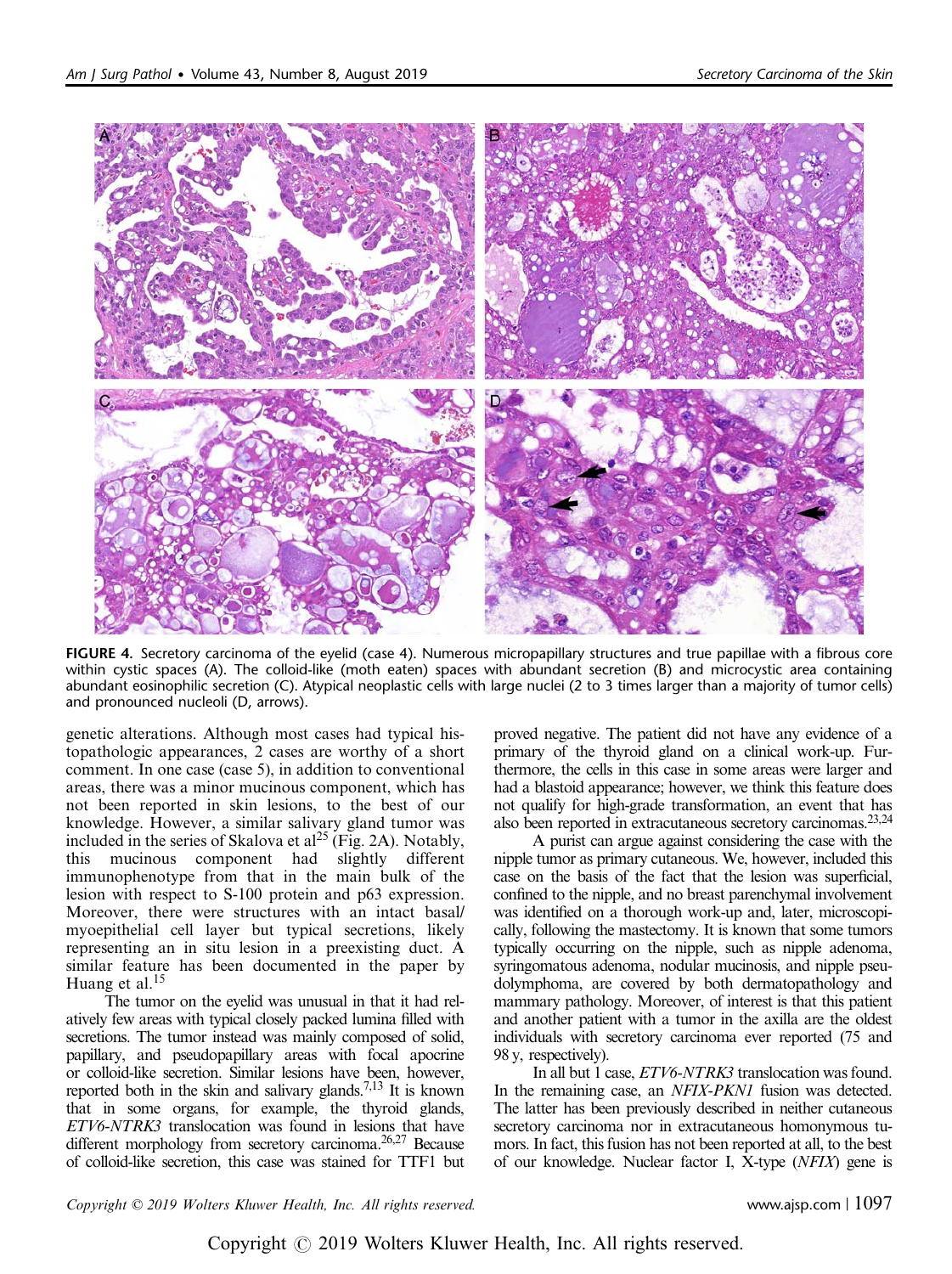FIGURE 4. Secretory carcinoma of the eyelid (case 4). Numerous micropapillary structures and true papillae with a fibrous core within cystic spaces (A). The colloid-like (moth eaten) spaces with abundant secretion (B) and microcystic area containing abundant eosinophilic secretion (C). Atypical neoplastic cells with large nuclei (2 to 3 times larger than a majority of tumor cells) and pronounced nucleoli (D, arrows).

genetic alterations. Although most cases had typical histopathologic appearances, 2 cases are worthy of a short comment. In one case (case 5), in addition to conventional areas, there was a minor mucinous component, which has not been reported in skin lesions, to the best of our knowledge. However, a similar salivary gland tumor was included in the series of Skalova et al[25] (Fig. 2A). Notably, this mucinous component had slightly different immunophenotype from that in the main bulk of the lesion with respect to S-100 protein and p63 expression. Moreover, there were structures with an intact basal/myoepithelial cell layer but typical secretions, likely representing an in situ lesion in a preexisting duct. A similar feature has been documented in the paper by Huang et al.[15]

The tumor on the eyelid was unusual in that it had relatively few areas with typical closely packed lumina filled with secretions. The tumor instead was mainly composed of solid, papillary, and pseudopapillary areas with focal apocrine or colloid-like secretion. Similar lesions have been, however, reported both in the skin and salivary glands.[7,13] It is known that in some organs, for example, the thyroid glands, *ETV6-NTRK3* translocation was found in lesions that have different morphology from secretory carcinoma.[26,27] Because of colloid-like secretion, this case was stained for TTF1 but proved negative. The patient did not have any evidence of a primary of the thyroid gland on a clinical work-up. Furthermore, the cells in this case in some areas were larger and had a blastoid appearance; however, we think this feature does not qualify for high-grade transformation, an event that has also been reported in extracutaneous secretory carcinomas.[23,24]

A purist can argue against considering the case with the nipple tumor as primary cutaneous. We, however, included this case on the basis of the fact that the lesion was superficial, confined to the nipple, and no breast parenchymal involvement was identified on a thorough work-up and, later, microscopically, following the mastectomy. It is known that some tumors typically occurring on the nipple, such as nipple adenoma, syringomatous adenoma, nodular mucinosis, and nipple pseudolymphoma, are covered by both dermatopathology and mammary pathology. Moreover, of interest is that this patient and another patient with a tumor in the axilla are the oldest individuals with secretory carcinoma ever reported (75 and 98 y, respectively).

In all but 1 case, *ETV6-NTRK3* translocation was found. In the remaining case, an *NFIX-PKN1* fusion was detected. The latter has been previously described in neither cutaneous secretory carcinoma nor in extracutaneous homonymous tumors. In fact, this fusion has not been reported at all, to the best of our knowledge. Nuclear factor I, X-type (*NFIX*) gene is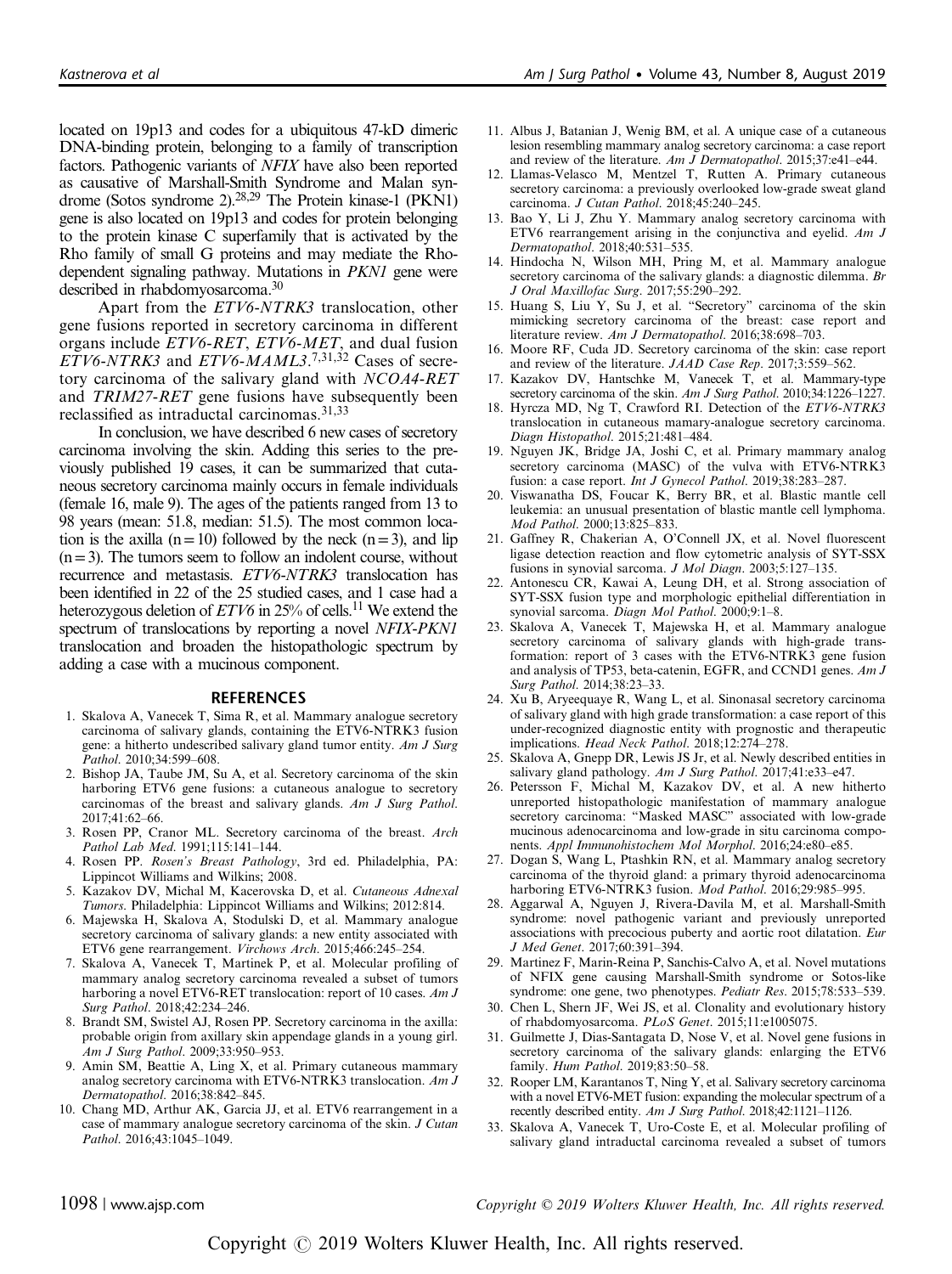located on 19p13 and codes for a ubiquitous 47-kD dimeric DNA-binding protein, belonging to a family of transcription factors. Pathogenic variants of *NFIX* have also been reported as causative of Marshall-Smith Syndrome and Malan syndrome (Sotos syndrome 2).[28,29] The Protein kinase-1 (PKN1) gene is also located on 19p13 and codes for protein belonging to the protein kinase C superfamily that is activated by the Rho family of small G proteins and may mediate the Rho-dependent signaling pathway. Mutations in *PKN1* gene were described in rhabdomyosarcoma.[30]

Apart from the *ETV6-NTRK3* translocation, other gene fusions reported in secretory carcinoma in different organs include *ETV6-RET*, *ETV6-MET*, and dual fusion *ETV6-NTRK3* and *ETV6-MAML3*.[7,31,32] Cases of secretory carcinoma of the salivary gland with *NCOA4-RET* and *TRIM27-RET* gene fusions have subsequently been reclassified as intraductal carcinomas.[31,33]

In conclusion, we have described 6 new cases of secretory carcinoma involving the skin. Adding this series to the previously published 19 cases, it can be summarized that cutaneous secretory carcinoma mainly occurs in female individuals (female 16, male 9). The ages of the patients ranged from 13 to 98 years (mean: 51.8, median: 51.5). The most common location is the axilla (n = 10) followed by the neck (n = 3), and lip (n = 3). The tumors seem to follow an indolent course, without recurrence and metastasis. *ETV6-NTRK3* translocation has been identified in 22 of the 25 studied cases, and 1 case had a heterozygous deletion of *ETV6* in 25% of cells.[11] We extend the spectrum of translocations by reporting a novel *NFIX-PKN1* translocation and broaden the histopathologic spectrum by adding a case with a mucinous component.

## REFERENCES

1. Skalova A, Vanecek T, Sima R, et al. Mammary analogue secretory carcinoma of salivary glands, containing the ETV6-NTRK3 fusion gene: a hitherto undescribed salivary gland tumor entity. *Am J Surg Pathol*. 2010;34:599–608.
2. Bishop JA, Taube JM, Su A, et al. Secretory carcinoma of the skin harboring ETV6 gene fusions: a cutaneous analogue to secretory carcinomas of the breast and salivary glands. *Am J Surg Pathol*. 2017;41:62–66.
3. Rosen PP, Cranor ML. Secretory carcinoma of the breast. *Arch Pathol Lab Med*. 1991;115:141–144.
4. Rosen PP. *Rosen's Breast Pathology*, 3rd ed. Philadelphia, PA: Lippincot Williams and Wilkins; 2008.
5. Kazakov DV, Michal M, Kacerovska D, et al. *Cutaneous Adnexal Tumors*. Philadelphia: Lippincot Williams and Wilkins; 2012:814.
6. Majewska H, Skalova A, Stodulski D, et al. Mammary analogue secretory carcinoma of salivary glands: a new entity associated with ETV6 gene rearrangement. *Virchows Arch*. 2015;466:245–254.
7. Skalova A, Vanecek T, Martinek P, et al. Molecular profiling of mammary analog secretory carcinoma revealed a subset of tumors harboring a novel ETV6-RET translocation: report of 10 cases. *Am J Surg Pathol*. 2018;42:234–246.
8. Brandt SM, Swistel AJ, Rosen PP. Secretory carcinoma in the axilla: probable origin from axillary skin appendage glands in a young girl. *Am J Surg Pathol*. 2009;33:950–953.
9. Amin SM, Beattie A, Ling X, et al. Primary cutaneous mammary analog secretory carcinoma with ETV6-NTRK3 translocation. *Am J Dermatopathol*. 2016;38:842–845.
10. Chang MD, Arthur AK, Garcia JJ, et al. ETV6 rearrangement in a case of mammary analogue secretory carcinoma of the skin. *J Cutan Pathol*. 2016;43:1045–1049.
11. Albus J, Batanian J, Wenig BM, et al. A unique case of a cutaneous lesion resembling mammary analog secretory carcinoma: a case report and review of the literature. *Am J Dermatopathol*. 2015;37:e41–e44.
12. Llamas-Velasco M, Mentzel T, Rutten A. Primary cutaneous secretory carcinoma: a previously overlooked low-grade sweat gland carcinoma. *J Cutan Pathol*. 2018;45:240–245.
13. Bao Y, Li J, Zhu Y. Mammary analog secretory carcinoma with ETV6 rearrangement arising in the conjunctiva and eyelid. *Am J Dermatopathol*. 2018;40:531–535.
14. Hindocha N, Wilson MH, Pring M, et al. Mammary analogue secretory carcinoma of the salivary glands: a diagnostic dilemma. *Br J Oral Maxillofac Surg*. 2017;55:290–292.
15. Huang S, Liu Y, Su J, et al. "Secretory" carcinoma of the skin mimicking secretory carcinoma of the breast: case report and literature review. *Am J Dermatopathol*. 2016;38:698–703.
16. Moore RF, Cuda JD. Secretory carcinoma of the skin: case report and review of the literature. *JAAD Case Rep*. 2017;3:559–562.
17. Kazakov DV, Hantschke M, Vanecek T, et al. Mammary-type secretory carcinoma of the skin. *Am J Surg Pathol*. 2010;34:1226–1227.
18. Hyrcza MD, Ng T, Crawford RI. Detection of the *ETV6-NTRK3* translocation in cutaneous mamary-analogue secretory carcinoma. *Diagn Histopathol*. 2015;21:481–484.
19. Nguyen JK, Bridge JA, Joshi C, et al. Primary mammary analog secretory carcinoma (MASC) of the vulva with ETV6-NTRK3 fusion: a case report. *Int J Gynecol Pathol*. 2019;38:283–287.
20. Viswanatha DS, Foucar K, Berry BR, et al. Blastic mantle cell leukemia: an unusual presentation of blastic mantle cell lymphoma. *Mod Pathol*. 2000;13:825–833.
21. Gaffney R, Chakerian A, O'Connell JX, et al. Novel fluorescent ligase detection reaction and flow cytometric analysis of SYT-SSX fusions in synovial sarcoma. *J Mol Diagn*. 2003;5:127–135.
22. Antonescu CR, Kawai A, Leung DH, et al. Strong association of SYT-SSX fusion type and morphologic epithelial differentiation in synovial sarcoma. *Diagn Mol Pathol*. 2000;9:1–8.
23. Skalova A, Vanecek T, Majewska H, et al. Mammary analogue secretory carcinoma of salivary glands with high-grade transformation: report of 3 cases with the ETV6-NTRK3 gene fusion and analysis of TP53, beta-catenin, EGFR, and CCND1 genes. *Am J Surg Pathol*. 2014;38:23–33.
24. Xu B, Aryeequaye R, Wang L, et al. Sinonasal secretory carcinoma of salivary gland with high grade transformation: a case report of this under-recognized diagnostic entity with prognostic and therapeutic implications. *Head Neck Pathol*. 2018;12:274–278.
25. Skalova A, Gnepp DR, Lewis JS Jr, et al. Newly described entities in salivary gland pathology. *Am J Surg Pathol*. 2017;41:e33–e47.
26. Petersson F, Michal M, Kazakov DV, et al. A new hitherto unreported histopathologic manifestation of mammary analogue secretory carcinoma: "Masked MASC" associated with low-grade mucinous adenocarcinoma and low-grade in situ carcinoma components. *Appl Immunohistochem Mol Morphol*. 2016;24:e80–e85.
27. Dogan S, Wang L, Ptashkin RN, et al. Mammary analog secretory carcinoma of the thyroid gland: a primary thyroid adenocarcinoma harboring ETV6-NTRK3 fusion. *Mod Pathol*. 2016;29:985–995.
28. Aggarwal A, Nguyen J, Rivera-Davila M, et al. Marshall-Smith syndrome: novel pathogenic variant and previously unreported associations with precocious puberty and aortic root dilatation. *Eur J Med Genet*. 2017;60:391–394.
29. Martinez F, Marin-Reina P, Sanchis-Calvo A, et al. Novel mutations of NFIX gene causing Marshall-Smith syndrome or Sotos-like syndrome: one gene, two phenotypes. *Pediatr Res*. 2015;78:533–539.
30. Chen L, Shern JF, Wei JS, et al. Clonality and evolutionary history of rhabdomyosarcoma. *PLoS Genet*. 2015;11:e1005075.
31. Guilmette J, Dias-Santagata D, Nose V, et al. Novel gene fusions in secretory carcinoma of the salivary glands: enlarging the ETV6 family. *Hum Pathol*. 2019;83:50–58.
32. Rooper LM, Karantanos T, Ning Y, et al. Salivary secretory carcinoma with a novel ETV6-MET fusion: expanding the molecular spectrum of a recently described entity. *Am J Surg Pathol*. 2018;42:1121–1126.
33. Skalova A, Vanecek T, Uro-Coste E, et al. Molecular profiling of salivary gland intraductal carcinoma revealed a subset of tumors